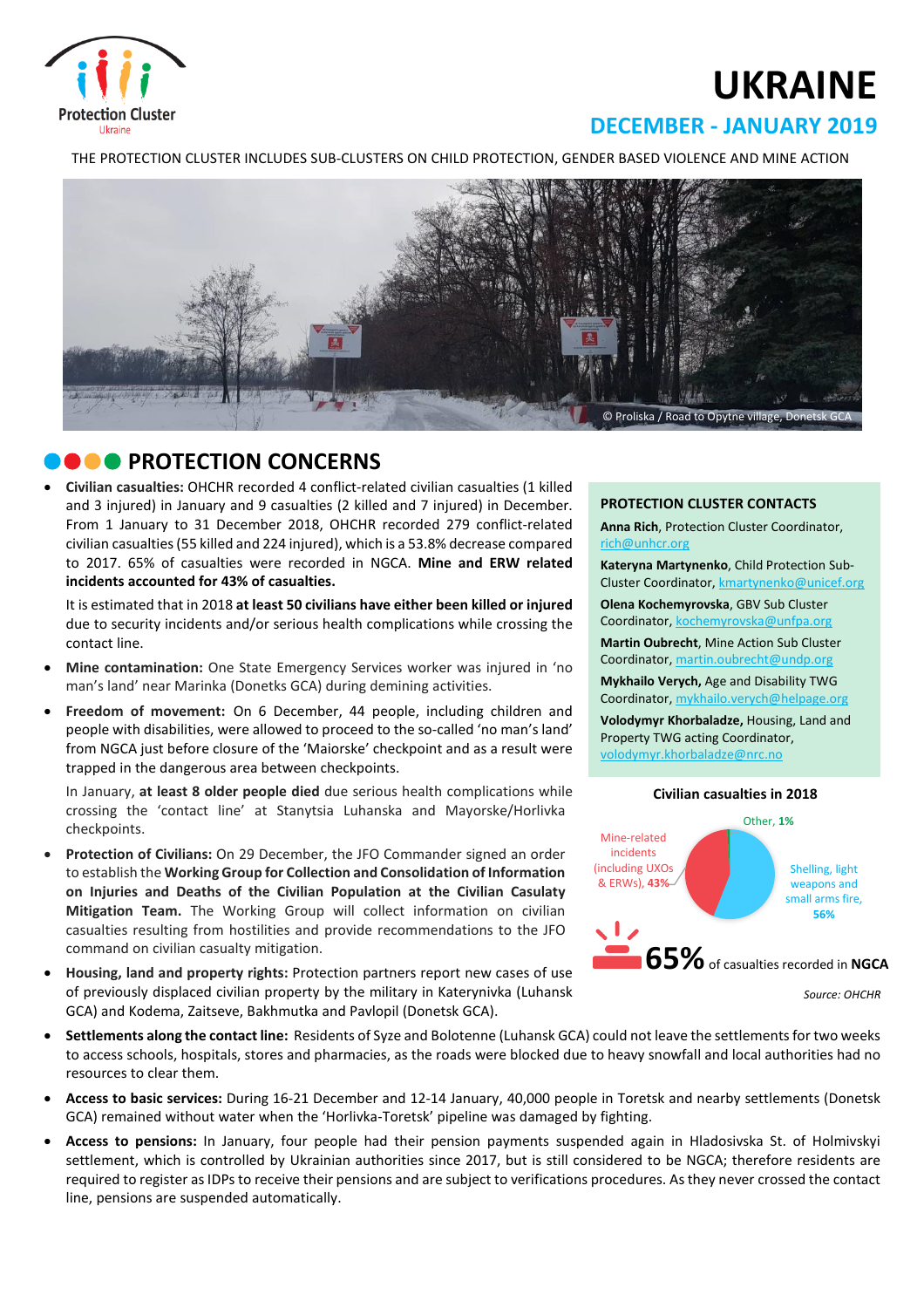Protection Cluster
Ukraine

# UKRAINE

## DECEMBER - JANUARY 2019

THE PROTECTION CLUSTER INCLUDES SUB-CLUSTERS ON CHILD PROTECTION, GENDER BASED VIOLENCE AND MINE ACTION

© Proliska / Road to Opytne village, Donetsk GCA

## PROTECTION CONCERNS

- **Civilian casualties:** OHCHR recorded 4 conflict-related civilian casualties (1 killed and 3 injured) in January and 9 casualties (2 killed and 7 injured) in December. From 1 January to 31 December 2018, OHCHR recorded 279 conflict-related civilian casualties (55 killed and 224 injured), which is a 53.8% decrease compared to 2017. 65% of casualties were recorded in NGCA. **Mine and ERW related incidents accounted for 43% of casualties.**

  It is estimated that in 2018 **at least 50 civilians have either been killed or injured** due to security incidents and/or serious health complications while crossing the contact line.

- **Mine contamination:** One State Emergency Services worker was injured in 'no man's land' near Marinka (Donetks GCA) during demining activities.

- **Freedom of movement:** On 6 December, 44 people, including children and people with disabilities, were allowed to proceed to the so-called 'no man's land' from NGCA just before closure of the 'Maiorske' checkpoint and as a result were trapped in the dangerous area between checkpoints.

  In January, **at least 8 older people died** due serious health complications while crossing the 'contact line' at Stanytsia Luhanska and Mayorske/Horlivka checkpoints.

- **Protection of Civilians:** On 29 December, the JFO Commander signed an order to establish the **Working Group for Collection and Consolidation of Information on Injuries and Deaths of the Civilian Population at the Civilian Casualty Mitigation Team.** The Working Group will collect information on civilian casualties resulting from hostilities and provide recommendations to the JFO command on civilian casualty mitigation.

- **Housing, land and property rights:** Protection partners report new cases of use of previously displaced civilian property by the military in Katerynivka (Luhansk GCA) and Kodema, Zaitseve, Bakhmutka and Pavlopil (Donetsk GCA).

- **Settlements along the contact line:** Residents of Syze and Bolotenne (Luhansk GCA) could not leave the settlements for two weeks to access schools, hospitals, stores and pharmacies, as the roads were blocked due to heavy snowfall and local authorities had no resources to clear them.

- **Access to basic services:** During 16-21 December and 12-14 January, 40,000 people in Toretsk and nearby settlements (Donetsk GCA) remained without water when the 'Horlivka-Toretsk' pipeline was damaged by fighting.

- **Access to pensions:** In January, four people had their pension payments suspended again in Hladosivska St. of Holmivskyi settlement, which is controlled by Ukrainian authorities since 2017, but is still considered to be NGCA; therefore residents are required to register as IDPs to receive their pensions and are subject to verifications procedures. As they never crossed the contact line, pensions are suspended automatically.

### PROTECTION CLUSTER CONTACTS

**Anna Rich**, Protection Cluster Coordinator, rich@unhcr.org

**Kateryna Martynenko**, Child Protection Sub-Cluster Coordinator, kmartynenko@unicef.org

**Olena Kochemyrovska**, GBV Sub Cluster Coordinator, kochemyrovska@unfpa.org

**Martin Oubrecht**, Mine Action Sub Cluster Coordinator, martin.oubrecht@undp.org

**Mykhailo Verych,** Age and Disability TWG Coordinator, mykhailo.verych@helpage.org

**Volodymyr Khorbaladze,** Housing, Land and Property TWG acting Coordinator, volodymyr.khorbaladze@nrc.no

**Civilian casualties in 2018**

- Mine-related incidents (including UXOs & ERWs), **43%**
- Shelling, light weapons and small arms fire, **56%**
- Other, **1%**

**65%** of casualties recorded in **NGCA**

*Source: OHCHR*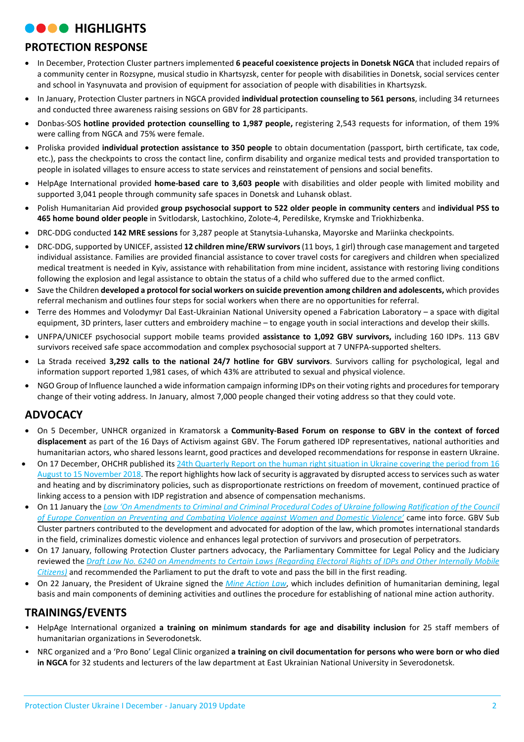# HIGHLIGHTS

## PROTECTION RESPONSE

- In December, Protection Cluster partners implemented **6 peaceful coexistence projects in Donetsk NGCA** that included repairs of a community center in Rozsypne, musical studio in Khartsyzsk, center for people with disabilities in Donetsk, social services center and school in Yasynuvata and provision of equipment for association of people with disabilities in Khartsyzsk.
- In January, Protection Cluster partners in NGCA provided **individual protection counseling to 561 persons**, including 34 returnees and conducted three awareness raising sessions on GBV for 28 participants.
- Donbas-SOS **hotline provided protection counselling to 1,987 people,** registering 2,543 requests for information, of them 19% were calling from NGCA and 75% were female.
- Proliska provided **individual protection assistance to 350 people** to obtain documentation (passport, birth certificate, tax code, etc.), pass the checkpoints to cross the contact line, confirm disability and organize medical tests and provided transportation to people in isolated villages to ensure access to state services and reinstatement of pensions and social benefits.
- HelpAge International provided **home-based care to 3,603 people** with disabilities and older people with limited mobility and supported 3,041 people through community safe spaces in Donetsk and Luhansk oblast.
- Polish Humanitarian Aid provided **group psychosocial support to 522 older people in community centers** and **individual PSS to 465 home bound older people** in Svitlodarsk, Lastochkino, Zolote-4, Peredilske, Krymske and Triokhizbenka.
- DRC-DDG conducted **142 MRE sessions** for 3,287 people at Stanytsia-Luhanska, Mayorske and Mariinka checkpoints.
- DRC-DDG, supported by UNICEF, assisted **12 children mine/ERW survivors** (11 boys, 1 girl) through case management and targeted individual assistance. Families are provided financial assistance to cover travel costs for caregivers and children when specialized medical treatment is needed in Kyiv, assistance with rehabilitation from mine incident, assistance with restoring living conditions following the explosion and legal assistance to obtain the status of a child who suffered due to the armed conflict.
- Save the Children **developed a protocol for social workers on suicide prevention among children and adolescents,** which provides referral mechanism and outlines four steps for social workers when there are no opportunities for referral.
- Terre des Hommes and Volodymyr Dal East-Ukrainian National University opened a Fabrication Laboratory – a space with digital equipment, 3D printers, laser cutters and embroidery machine – to engage youth in social interactions and develop their skills.
- UNFPA/UNICEF psychosocial support mobile teams provided **assistance to 1,092 GBV survivors,** including 160 IDPs. 113 GBV survivors received safe space accommodation and complex psychosocial support at 7 UNFPA-supported shelters.
- La Strada received **3,292 calls to the national 24/7 hotline for GBV survivors**. Survivors calling for psychological, legal and information support reported 1,981 cases, of which 43% are attributed to sexual and physical violence.
- NGO Group of Influence launched a wide information campaign informing IDPs on their voting rights and procedures for temporary change of their voting address. In January, almost 7,000 people changed their voting address so that they could vote.

## ADVOCACY

- On 5 December, UNHCR organized in Kramatorsk a **Community-Based Forum on response to GBV in the context of forced displacement** as part of the 16 Days of Activism against GBV. The Forum gathered IDP representatives, national authorities and humanitarian actors, who shared lessons learnt, good practices and developed recommendations for response in eastern Ukraine.
- On 17 December, OHCHR published its 24th Quarterly Report on the human right situation in Ukraine covering the period from 16 August to 15 November 2018. The report highlights how lack of security is aggravated by disrupted access to services such as water and heating and by discriminatory policies, such as disproportionate restrictions on freedom of movement, continued practice of linking access to a pension with IDP registration and absence of compensation mechanisms.
- On 11 January the *Law 'On Amendments to Criminal and Criminal Procedural Codes of Ukraine following Ratification of the Council of Europe Convention on Preventing and Combating Violence against Women and Domestic Violence'* came into force. GBV Sub Cluster partners contributed to the development and advocated for adoption of the law, which promotes international standards in the field, criminalizes domestic violence and enhances legal protection of survivors and prosecution of perpetrators.
- On 17 January, following Protection Cluster partners advocacy, the Parliamentary Committee for Legal Policy and the Judiciary reviewed the *Draft Law No. 6240 on Amendments to Certain Laws (Regarding Electoral Rights of IDPs and Other Internally Mobile Citizens)* and recommended the Parliament to put the draft to vote and pass the bill in the first reading.
- On 22 January, the President of Ukraine signed the *Mine Action Law*, which includes definition of humanitarian demining, legal basis and main components of demining activities and outlines the procedure for establishing of national mine action authority.

## TRAININGS/EVENTS

- HelpAge International organized **a training on minimum standards for age and disability inclusion** for 25 staff members of humanitarian organizations in Severodonetsk.
- NRC organized and a 'Pro Bono' Legal Clinic organized **a training on civil documentation for persons who were born or who died in NGCA** for 32 students and lecturers of the law department at East Ukrainian National University in Severodonetsk.